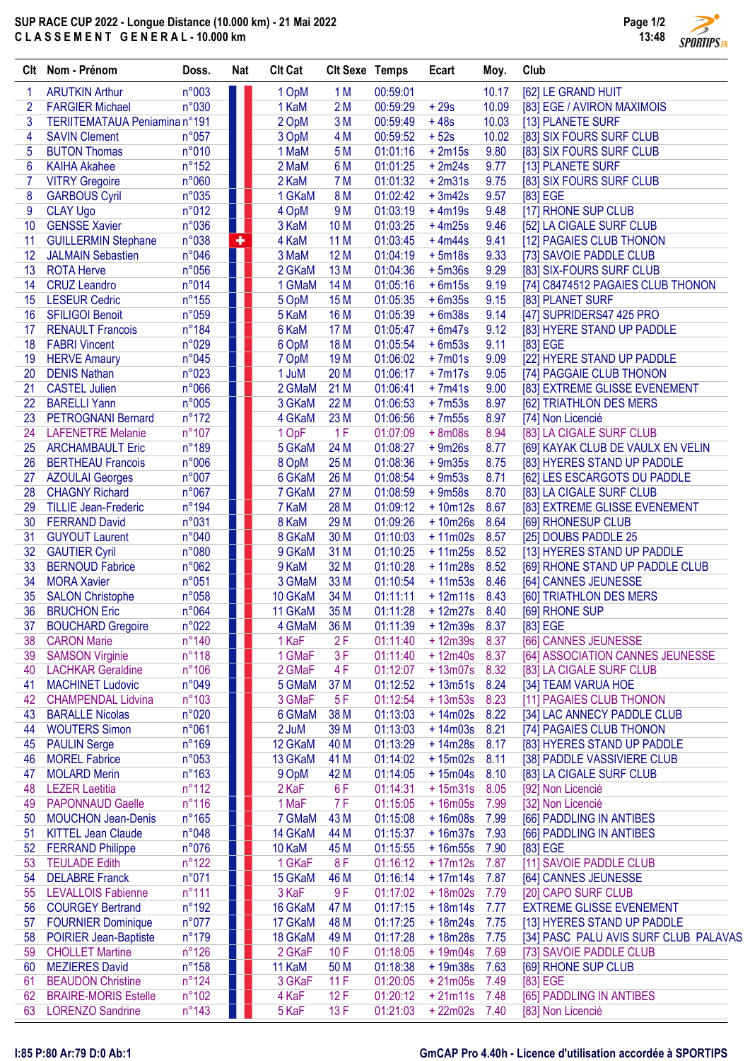# SUP RACE CUP 2022 - Longue Distance (10.000 km) - 21 Mai 2022

## C L A S S E M E N T   G E N E R A L - 10.000 km

| Clt | Nom - Prénom | Doss. | Nat | Clt Cat | Clt Sexe | Temps | Ecart | Moy. | Club |
|---|---|---|---|---|---|---|---|---|---|
| 1 | ARUTKIN Arthur | n°003 | | 1 OpM | 1 M | 00:59:01 | | 10.17 | [62] LE GRAND HUIT |
| 2 | FARGIER Michael | n°030 | | 1 KaM | 2 M | 00:59:29 | + 29s | 10.09 | [83] EGE / AVIRON MAXIMOIS |
| 3 | TERIITEMATAUA Peniamina | n°191 | | 2 OpM | 3 M | 00:59:49 | + 48s | 10.03 | [13] PLANETE SURF |
| 4 | SAVIN Clement | n°057 | | 3 OpM | 4 M | 00:59:52 | + 52s | 10.02 | [83] SIX FOURS SURF CLUB |
| 5 | BUTON Thomas | n°010 | | 1 MaM | 5 M | 01:01:16 | + 2m15s | 9.80 | [83] SIX FOURS SURF CLUB |
| 6 | KAIHA Akahee | n°152 | | 2 MaM | 6 M | 01:01:25 | + 2m24s | 9.77 | [13] PLANETE SURF |
| 7 | VITRY Gregoire | n°060 | | 2 KaM | 7 M | 01:01:32 | + 2m31s | 9.75 | [83] SIX FOURS SURF CLUB |
| 8 | GARBOUS Cyril | n°035 | | 1 GKaM | 8 M | 01:02:42 | + 3m42s | 9.57 | [83] EGE |
| 9 | CLAY Ugo | n°012 | | 4 OpM | 9 M | 01:03:19 | + 4m19s | 9.48 | [17] RHONE SUP CLUB |
| 10 | GENSSE Xavier | n°036 | | 3 KaM | 10 M | 01:03:25 | + 4m25s | 9.46 | [52] LA CIGALE SURF CLUB |
| 11 | GUILLERMIN Stephane | n°038 | | 4 KaM | 11 M | 01:03:45 | + 4m44s | 9.41 | [12] PAGAIES CLUB THONON |
| 12 | JALMAIN Sebastien | n°046 | | 3 MaM | 12 M | 01:04:19 | + 5m18s | 9.33 | [73] SAVOIE PADDLE CLUB |
| 13 | ROTA Herve | n°056 | | 2 GKaM | 13 M | 01:04:36 | + 5m36s | 9.29 | [83] SIX-FOURS SURF CLUB |
| 14 | CRUZ Leandro | n°014 | | 1 GMaM | 14 M | 01:05:16 | + 6m15s | 9.19 | [74] C8474512 PAGAIES CLUB THONON |
| 15 | LESEUR Cedric | n°155 | | 5 OpM | 15 M | 01:05:35 | + 6m35s | 9.15 | [83] PLANET SURF |
| 16 | SFILIGOI Benoit | n°059 | | 5 KaM | 16 M | 01:05:39 | + 6m38s | 9.14 | [47] SUPRIDERS47 425 PRO |
| 17 | RENAULT Francois | n°184 | | 6 KaM | 17 M | 01:05:47 | + 6m47s | 9.12 | [83] HYERE STAND UP PADDLE |
| 18 | FABRI Vincent | n°029 | | 6 OpM | 18 M | 01:05:54 | + 6m53s | 9.11 | [83] EGE |
| 19 | HERVE Amaury | n°045 | | 7 OpM | 19 M | 01:06:02 | + 7m01s | 9.09 | [22] HYERE STAND UP PADDLE |
| 20 | DENIS Nathan | n°023 | | 1 JuM | 20 M | 01:06:17 | + 7m17s | 9.05 | [74] PAGGAIE CLUB THONON |
| 21 | CASTEL Julien | n°066 | | 2 GMaM | 21 M | 01:06:41 | + 7m41s | 9.00 | [83] EXTREME GLISSE EVENEMENT |
| 22 | BARELLI Yann | n°005 | | 3 GKaM | 22 M | 01:06:53 | + 7m53s | 8.97 | [62] TRIATHLON DES MERS |
| 23 | PETROGNANI Bernard | n°172 | | 4 GKaM | 23 M | 01:06:56 | + 7m55s | 8.97 | [74] Non Licencié |
| 24 | LAFENETRE Melanie | n°107 | | 1 OpF | 1 F | 01:07:09 | + 8m08s | 8.94 | [83] LA CIGALE SURF CLUB |
| 25 | ARCHAMBAULT Eric | n°189 | | 5 GKaM | 24 M | 01:08:27 | + 9m26s | 8.77 | [69] KAYAK CLUB DE VAULX EN VELIN |
| 26 | BERTHEAU Francois | n°006 | | 8 OpM | 25 M | 01:08:36 | + 9m35s | 8.75 | [83] HYERES STAND UP PADDLE |
| 27 | AZOULAI Georges | n°007 | | 6 GKaM | 26 M | 01:08:54 | + 9m53s | 8.71 | [62] LES ESCARGOTS DU PADDLE |
| 28 | CHAGNY Richard | n°067 | | 7 GKaM | 27 M | 01:08:59 | + 9m58s | 8.70 | [83] LA CIGALE SURF CLUB |
| 29 | TILLIE Jean-Frederic | n°194 | | 7 KaM | 28 M | 01:09:12 | + 10m12s | 8.67 | [83] EXTREME GLISSE EVENEMENT |
| 30 | FERRAND David | n°031 | | 8 KaM | 29 M | 01:09:26 | + 10m26s | 8.64 | [69] RHONESUP CLUB |
| 31 | GUYOUT Laurent | n°040 | | 8 GKaM | 30 M | 01:10:03 | + 11m02s | 8.57 | [25] DOUBS PADDLE 25 |
| 32 | GAUTIER Cyril | n°080 | | 9 GKaM | 31 M | 01:10:25 | + 11m25s | 8.52 | [13] HYERES STAND UP PADDLE |
| 33 | BERNOUD Fabrice | n°062 | | 9 KaM | 32 M | 01:10:28 | + 11m28s | 8.52 | [69] RHONE STAND UP PADDLE CLUB |
| 34 | MORA Xavier | n°051 | | 3 GMaM | 33 M | 01:10:54 | + 11m53s | 8.46 | [64] CANNES JEUNESSE |
| 35 | SALON Christophe | n°058 | | 10 GKaM | 34 M | 01:11:11 | + 12m11s | 8.43 | [60] TRIATHLON DES MERS |
| 36 | BRUCHON Eric | n°064 | | 11 GKaM | 35 M | 01:11:28 | + 12m27s | 8.40 | [69] RHONE SUP |
| 37 | BOUCHARD Gregoire | n°022 | | 4 GMaM | 36 M | 01:11:39 | + 12m39s | 8.37 | [83] EGE |
| 38 | CARON Marie | n°140 | | 1 KaF | 2 F | 01:11:40 | + 12m39s | 8.37 | [66] CANNES JEUNESSE |
| 39 | SAMSON Virginie | n°118 | | 1 GMaF | 3 F | 01:11:40 | + 12m40s | 8.37 | [64] ASSOCIATION CANNES JEUNESSE |
| 40 | LACHKAR Geraldine | n°106 | | 2 GMaF | 4 F | 01:12:07 | + 13m07s | 8.32 | [83] LA CIGALE SURF CLUB |
| 41 | MACHINET Ludovic | n°049 | | 5 GMaM | 37 M | 01:12:52 | + 13m51s | 8.24 | [34] TEAM VARUA HOE |
| 42 | CHAMPENDAL Lidvina | n°103 | | 3 GMaF | 5 F | 01:12:54 | + 13m53s | 8.23 | [11] PAGAIES CLUB THONON |
| 43 | BARALLE Nicolas | n°020 | | 6 GMaM | 38 M | 01:13:03 | + 14m02s | 8.22 | [34] LAC ANNECY PADDLE CLUB |
| 44 | WOUTERS Simon | n°061 | | 2 JuM | 39 M | 01:13:03 | + 14m03s | 8.21 | [74] PAGAIES CLUB THONON |
| 45 | PAULIN Serge | n°169 | | 12 GKaM | 40 M | 01:13:29 | + 14m28s | 8.17 | [83] HYERES STAND UP PADDLE |
| 46 | MOREL Fabrice | n°053 | | 13 GKaM | 41 M | 01:14:02 | + 15m02s | 8.11 | [38] PADDLE VASSIVIERE CLUB |
| 47 | MOLARD Merin | n°163 | | 9 OpM | 42 M | 01:14:05 | + 15m04s | 8.10 | [83] LA CIGALE SURF CLUB |
| 48 | LEZER Laetitia | n°112 | | 2 KaF | 6 F | 01:14:31 | + 15m31s | 8.05 | [92] Non Licencié |
| 49 | PAPONNAUD Gaelle | n°116 | | 1 MaF | 7 F | 01:15:05 | + 16m05s | 7.99 | [32] Non Licencié |
| 50 | MOUCHON Jean-Denis | n°165 | | 7 GMaM | 43 M | 01:15:08 | + 16m08s | 7.99 | [66] PADDLING IN ANTIBES |
| 51 | KITTEL Jean Claude | n°048 | | 14 GKaM | 44 M | 01:15:37 | + 16m37s | 7.93 | [66] PADDLING IN ANTIBES |
| 52 | FERRAND Philippe | n°076 | | 10 KaM | 45 M | 01:15:55 | + 16m55s | 7.90 | [83] EGE |
| 53 | TEULADE Edith | n°122 | | 1 GKaF | 8 F | 01:16:12 | + 17m12s | 7.87 | [11] SAVOIE PADDLE CLUB |
| 54 | DELABRE Franck | n°071 | | 15 GKaM | 46 M | 01:16:14 | + 17m14s | 7.87 | [64] CANNES JEUNESSE |
| 55 | LEVALLOIS Fabienne | n°111 | | 3 KaF | 9 F | 01:17:02 | + 18m02s | 7.79 | [20] CAPO SURF CLUB |
| 56 | COURGEY Bertrand | n°192 | | 16 GKaM | 47 M | 01:17:15 | + 18m14s | 7.77 | EXTREME GLISSE EVENEMENT |
| 57 | FOURNIER Dominique | n°077 | | 17 GKaM | 48 M | 01:17:25 | + 18m24s | 7.75 | [13] HYERES STAND UP PADDLE |
| 58 | POIRIER Jean-Baptiste | n°179 | | 18 GKaM | 49 M | 01:17:28 | + 18m28s | 7.75 | [34] PASC PALU AVIS SURF CLUB PALAVAS |
| 59 | CHOLLET Martine | n°126 | | 2 GKaF | 10 F | 01:18:05 | + 19m04s | 7.69 | [73] SAVOIE PADDLE CLUB |
| 60 | MEZIERES David | n°158 | | 11 KaM | 50 M | 01:18:38 | + 19m38s | 7.63 | [69] RHONE SUP CLUB |
| 61 | BEAUDON Christine | n°124 | | 3 GKaF | 11 F | 01:20:05 | + 21m05s | 7.49 | [83] EGE |
| 62 | BRAIRE-MORIS Estelle | n°102 | | 4 KaF | 12 F | 01:20:12 | + 21m11s | 7.48 | [65] PADDLING IN ANTIBES |
| 63 | LORENZO Sandrine | n°143 | | 5 KaF | 13 F | 01:21:03 | + 22m02s | 7.40 | [83] Non Licencié |

I:85 P:80 Ar:79 D:0 Ab:1

GmCAP Pro 4.40h - Licence d'utilisation accordée à SPORTIPS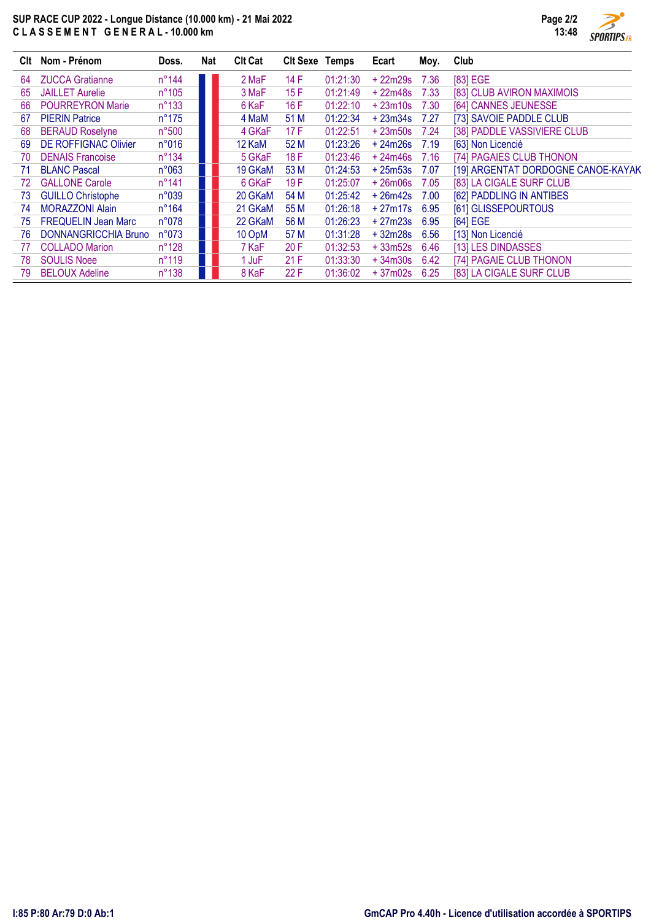**SUP RACE CUP 2022 - Longue Distance (10.000 km) - 21 Mai 2022**
**C L A S S E M E N T   G E N E R A L - 10.000 km**

| Clt | Nom - Prénom | Doss. | Nat | Clt Cat | Clt Sexe | Temps | Ecart | Moy. | Club |
|---|---|---|---|---|---|---|---|---|---|
| 64 | ZUCCA Gratianne | n°144 | | 2 MaF | 14 F | 01:21:30 | + 22m29s | 7.36 | [83] EGE |
| 65 | JAILLET Aurelie | n°105 | | 3 MaF | 15 F | 01:21:49 | + 22m48s | 7.33 | [83] CLUB AVIRON MAXIMOIS |
| 66 | POURREYRON Marie | n°133 | | 6 KaF | 16 F | 01:22:10 | + 23m10s | 7.30 | [64] CANNES JEUNESSE |
| 67 | PIERIN Patrice | n°175 | | 4 MaM | 51 M | 01:22:34 | + 23m34s | 7.27 | [73] SAVOIE PADDLE CLUB |
| 68 | BERAUD Roselyne | n°500 | | 4 GKaF | 17 F | 01:22:51 | + 23m50s | 7.24 | [38] PADDLE VASSIVIERE CLUB |
| 69 | DE ROFFIGNAC Olivier | n°016 | | 12 KaM | 52 M | 01:23:26 | + 24m26s | 7.19 | [63] Non Licencié |
| 70 | DENAIS Francoise | n°134 | | 5 GKaF | 18 F | 01:23:46 | + 24m46s | 7.16 | [74] PAGAIES CLUB THONON |
| 71 | BLANC Pascal | n°063 | | 19 GKaM | 53 M | 01:24:53 | + 25m53s | 7.07 | [19] ARGENTAT DORDOGNE CANOE-KAYAK |
| 72 | GALLONE Carole | n°141 | | 6 GKaF | 19 F | 01:25:07 | + 26m06s | 7.05 | [83] LA CIGALE SURF CLUB |
| 73 | GUILLO Christophe | n°039 | | 20 GKaM | 54 M | 01:25:42 | + 26m42s | 7.00 | [62] PADDLING IN ANTIBES |
| 74 | MORAZZONI Alain | n°164 | | 21 GKaM | 55 M | 01:26:18 | + 27m17s | 6.95 | [61] GLISSEPOURTOUS |
| 75 | FREQUELIN Jean Marc | n°078 | | 22 GKaM | 56 M | 01:26:23 | + 27m23s | 6.95 | [64] EGE |
| 76 | DONNANGRICCHIA Bruno | n°073 | | 10 OpM | 57 M | 01:31:28 | + 32m28s | 6.56 | [13] Non Licencié |
| 77 | COLLADO Marion | n°128 | | 7 KaF | 20 F | 01:32:53 | + 33m52s | 6.46 | [13] LES DINDASSES |
| 78 | SOULIS Noee | n°119 | | 1 JuF | 21 F | 01:33:30 | + 34m30s | 6.42 | [74] PAGAIE CLUB THONON |
| 79 | BELOUX Adeline | n°138 | | 8 KaF | 22 F | 01:36:02 | + 37m02s | 6.25 | [83] LA CIGALE SURF CLUB |

I:85 P:80 Ar:79 D:0 Ab:1

GmCAP Pro 4.40h - Licence d'utilisation accordée à SPORTIPS